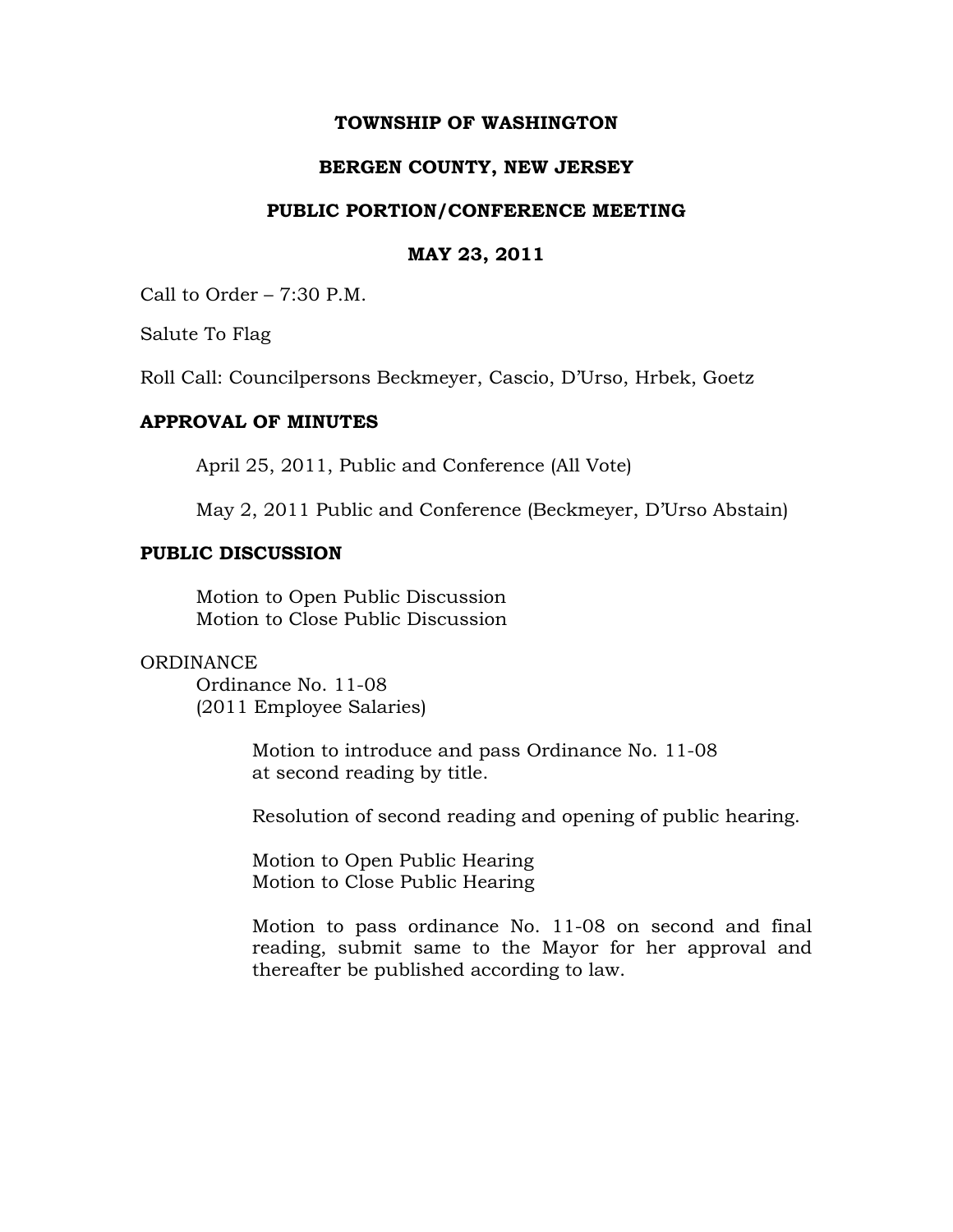# TOWNSHIP OF WASHINGTON

## BERGEN COUNTY, NEW JERSEY

## PUBLIC PORTION/CONFERENCE MEETING

## MAY 23, 2011

Call to Order – 7:30 P.M.

Salute To Flag

Roll Call: Councilpersons Beckmeyer, Cascio, D'Urso, Hrbek, Goetz

**APPROVAL OF MINUTES**

April 25, 2011, Public and Conference (All Vote)

May 2, 2011 Public and Conference (Beckmeyer, D'Urso Abstain)

**PUBLIC DISCUSSION**

Motion to Open Public Discussion
Motion to Close Public Discussion

ORDINANCE
Ordinance No. 11-08
(2011 Employee Salaries)

Motion to introduce and pass Ordinance No. 11-08 at second reading by title.

Resolution of second reading and opening of public hearing.

Motion to Open Public Hearing
Motion to Close Public Hearing

Motion to pass ordinance No. 11-08 on second and final reading, submit same to the Mayor for her approval and thereafter be published according to law.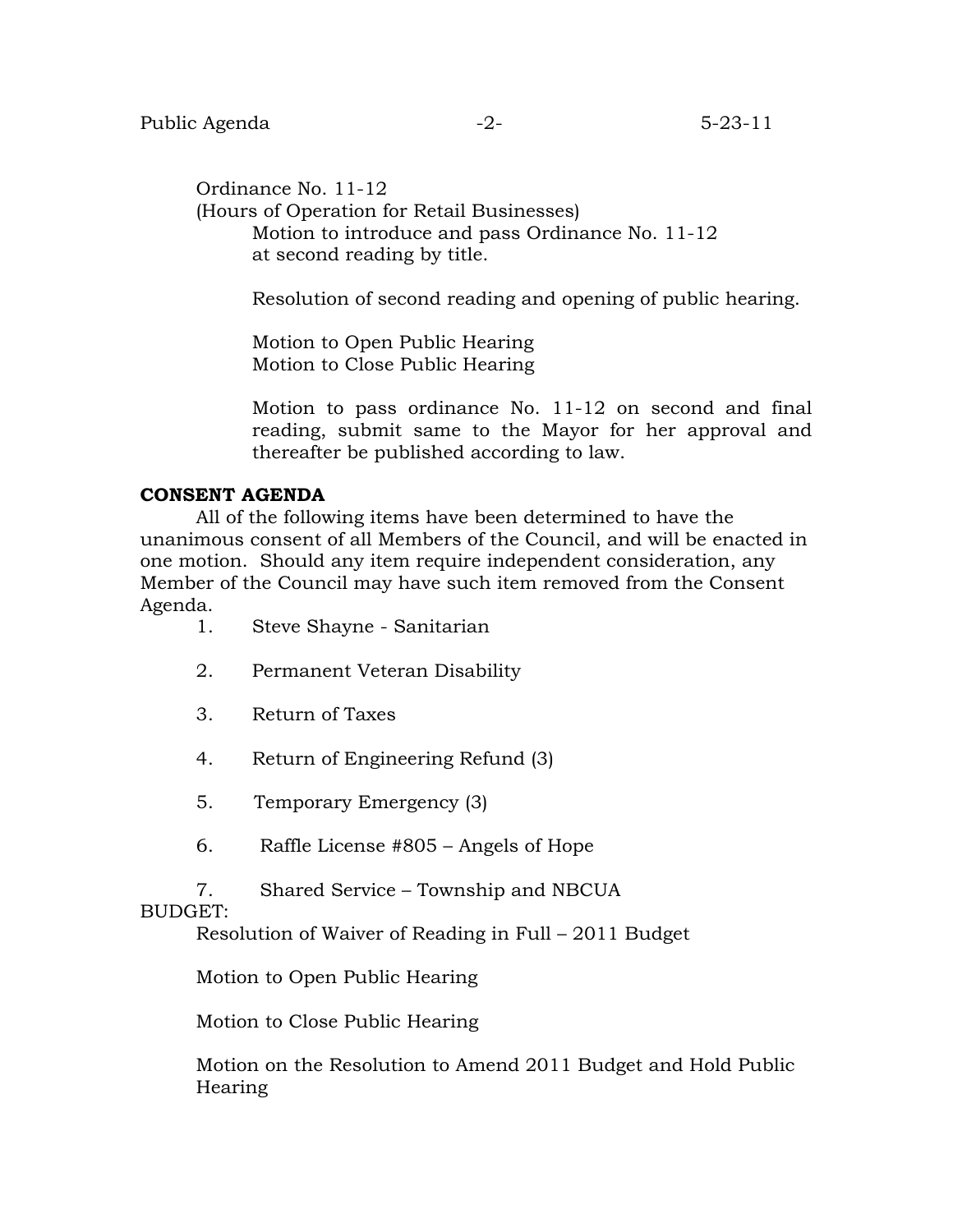Ordinance No. 11-12
(Hours of Operation for Retail Businesses)

Motion to introduce and pass Ordinance No. 11-12 at second reading by title.

Resolution of second reading and opening of public hearing.

Motion to Open Public Hearing
Motion to Close Public Hearing

Motion to pass ordinance No. 11-12 on second and final reading, submit same to the Mayor for her approval and thereafter be published according to law.

**CONSENT AGENDA**

All of the following items have been determined to have the unanimous consent of all Members of the Council, and will be enacted in one motion. Should any item require independent consideration, any Member of the Council may have such item removed from the Consent Agenda.

1. Steve Shayne - Sanitarian
2. Permanent Veteran Disability
3. Return of Taxes
4. Return of Engineering Refund (3)
5. Temporary Emergency (3)
6. Raffle License #805 – Angels of Hope
7. Shared Service – Township and NBCUA

BUDGET:

Resolution of Waiver of Reading in Full – 2011 Budget

Motion to Open Public Hearing

Motion to Close Public Hearing

Motion on the Resolution to Amend 2011 Budget and Hold Public Hearing